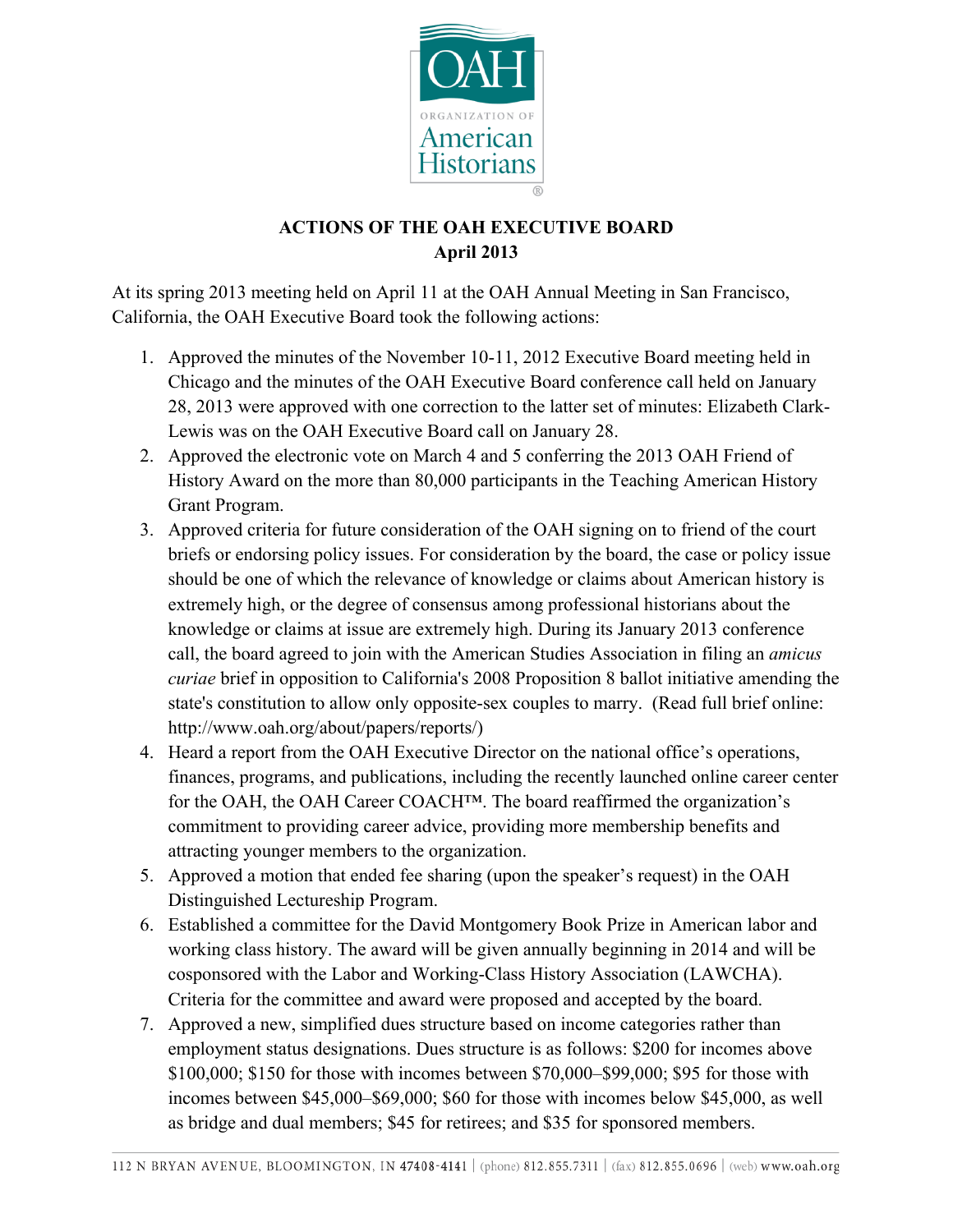# ACTIONS OF THE OAH EXECUTIVE BOARD
## April 2013

At its spring 2013 meeting held on April 11 at the OAH Annual Meeting in San Francisco, California, the OAH Executive Board took the following actions:

1. Approved the minutes of the November 10-11, 2012 Executive Board meeting held in Chicago and the minutes of the OAH Executive Board conference call held on January 28, 2013 were approved with one correction to the latter set of minutes: Elizabeth Clark-Lewis was on the OAH Executive Board call on January 28.
2. Approved the electronic vote on March 4 and 5 conferring the 2013 OAH Friend of History Award on the more than 80,000 participants in the Teaching American History Grant Program.
3. Approved criteria for future consideration of the OAH signing on to friend of the court briefs or endorsing policy issues. For consideration by the board, the case or policy issue should be one of which the relevance of knowledge or claims about American history is extremely high, or the degree of consensus among professional historians about the knowledge or claims at issue are extremely high. During its January 2013 conference call, the board agreed to join with the American Studies Association in filing an *amicus curiae* brief in opposition to California's 2008 Proposition 8 ballot initiative amending the state's constitution to allow only opposite-sex couples to marry. (Read full brief online: http://www.oah.org/about/papers/reports/)
4. Heard a report from the OAH Executive Director on the national office's operations, finances, programs, and publications, including the recently launched online career center for the OAH, the OAH Career COACH™. The board reaffirmed the organization's commitment to providing career advice, providing more membership benefits and attracting younger members to the organization.
5. Approved a motion that ended fee sharing (upon the speaker's request) in the OAH Distinguished Lectureship Program.
6. Established a committee for the David Montgomery Book Prize in American labor and working class history. The award will be given annually beginning in 2014 and will be cosponsored with the Labor and Working-Class History Association (LAWCHA). Criteria for the committee and award were proposed and accepted by the board.
7. Approved a new, simplified dues structure based on income categories rather than employment status designations. Dues structure is as follows: $200 for incomes above $100,000; $150 for those with incomes between $70,000–$99,000; $95 for those with incomes between $45,000–$69,000; $60 for those with incomes below $45,000, as well as bridge and dual members; $45 for retirees; and $35 for sponsored members.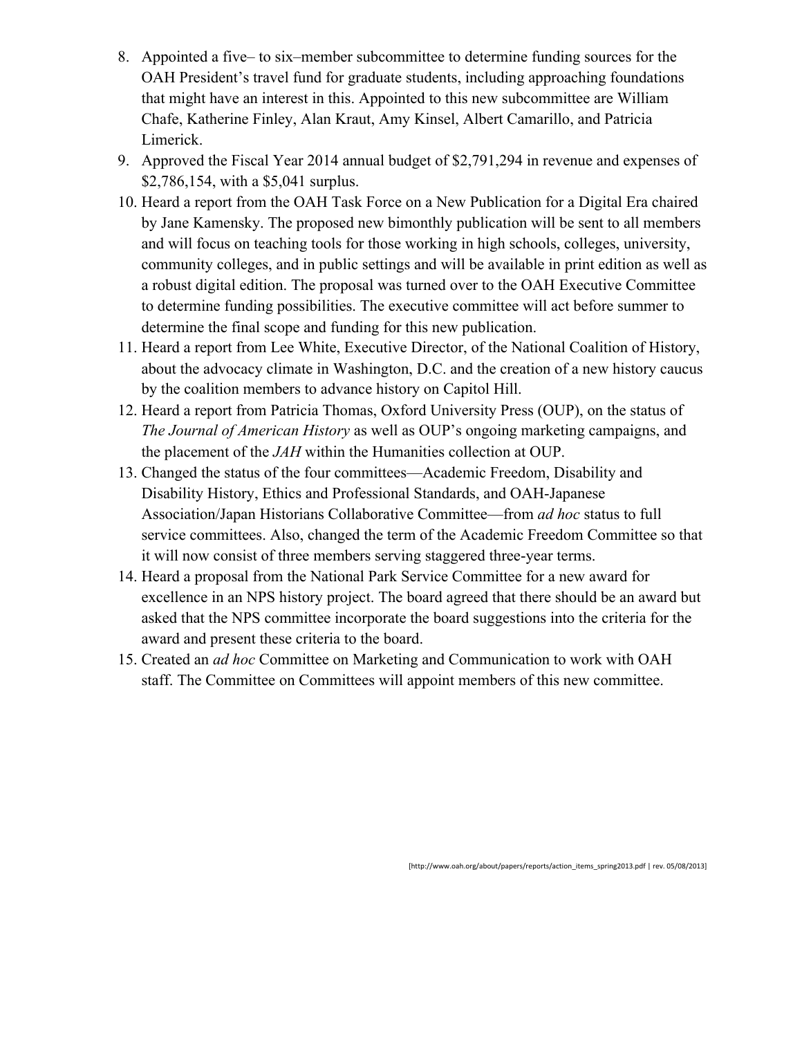8. Appointed a five– to six–member subcommittee to determine funding sources for the OAH President's travel fund for graduate students, including approaching foundations that might have an interest in this. Appointed to this new subcommittee are William Chafe, Katherine Finley, Alan Kraut, Amy Kinsel, Albert Camarillo, and Patricia Limerick.
9. Approved the Fiscal Year 2014 annual budget of $2,791,294 in revenue and expenses of $2,786,154, with a $5,041 surplus.
10. Heard a report from the OAH Task Force on a New Publication for a Digital Era chaired by Jane Kamensky. The proposed new bimonthly publication will be sent to all members and will focus on teaching tools for those working in high schools, colleges, university, community colleges, and in public settings and will be available in print edition as well as a robust digital edition. The proposal was turned over to the OAH Executive Committee to determine funding possibilities. The executive committee will act before summer to determine the final scope and funding for this new publication.
11. Heard a report from Lee White, Executive Director, of the National Coalition of History, about the advocacy climate in Washington, D.C. and the creation of a new history caucus by the coalition members to advance history on Capitol Hill.
12. Heard a report from Patricia Thomas, Oxford University Press (OUP), on the status of *The Journal of American History* as well as OUP's ongoing marketing campaigns, and the placement of the *JAH* within the Humanities collection at OUP.
13. Changed the status of the four committees—Academic Freedom, Disability and Disability History, Ethics and Professional Standards, and OAH-Japanese Association/Japan Historians Collaborative Committee—from *ad hoc* status to full service committees. Also, changed the term of the Academic Freedom Committee so that it will now consist of three members serving staggered three-year terms.
14. Heard a proposal from the National Park Service Committee for a new award for excellence in an NPS history project. The board agreed that there should be an award but asked that the NPS committee incorporate the board suggestions into the criteria for the award and present these criteria to the board.
15. Created an *ad hoc* Committee on Marketing and Communication to work with OAH staff. The Committee on Committees will appoint members of this new committee.

[http://www.oah.org/about/papers/reports/action_items_spring2013.pdf | rev. 05/08/2013]